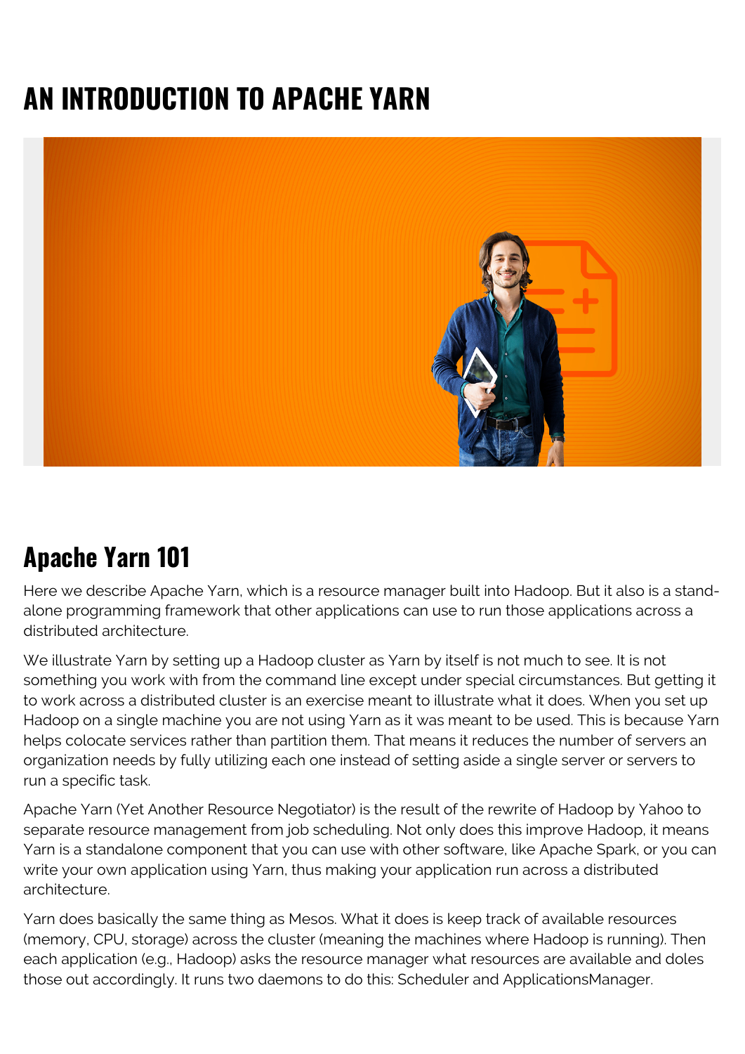# AN INTRODUCTION TO APACHE YARN

## Apache Yarn 101

Here we describe Apache Yarn, which is a resource manager built into Hadoop. But it also is a stand-alone programming framework that other applications can use to run those applications across a distributed architecture.

We illustrate Yarn by setting up a Hadoop cluster as Yarn by itself is not much to see. It is not something you work with from the command line except under special circumstances. But getting it to work across a distributed cluster is an exercise meant to illustrate what it does. When you set up Hadoop on a single machine you are not using Yarn as it was meant to be used. This is because Yarn helps colocate services rather than partition them. That means it reduces the number of servers an organization needs by fully utilizing each one instead of setting aside a single server or servers to run a specific task.

Apache Yarn (Yet Another Resource Negotiator) is the result of the rewrite of Hadoop by Yahoo to separate resource management from job scheduling. Not only does this improve Hadoop, it means Yarn is a standalone component that you can use with other software, like Apache Spark, or you can write your own application using Yarn, thus making your application run across a distributed architecture.

Yarn does basically the same thing as Mesos. What it does is keep track of available resources (memory, CPU, storage) across the cluster (meaning the machines where Hadoop is running). Then each application (e.g., Hadoop) asks the resource manager what resources are available and doles those out accordingly. It runs two daemons to do this: Scheduler and ApplicationsManager.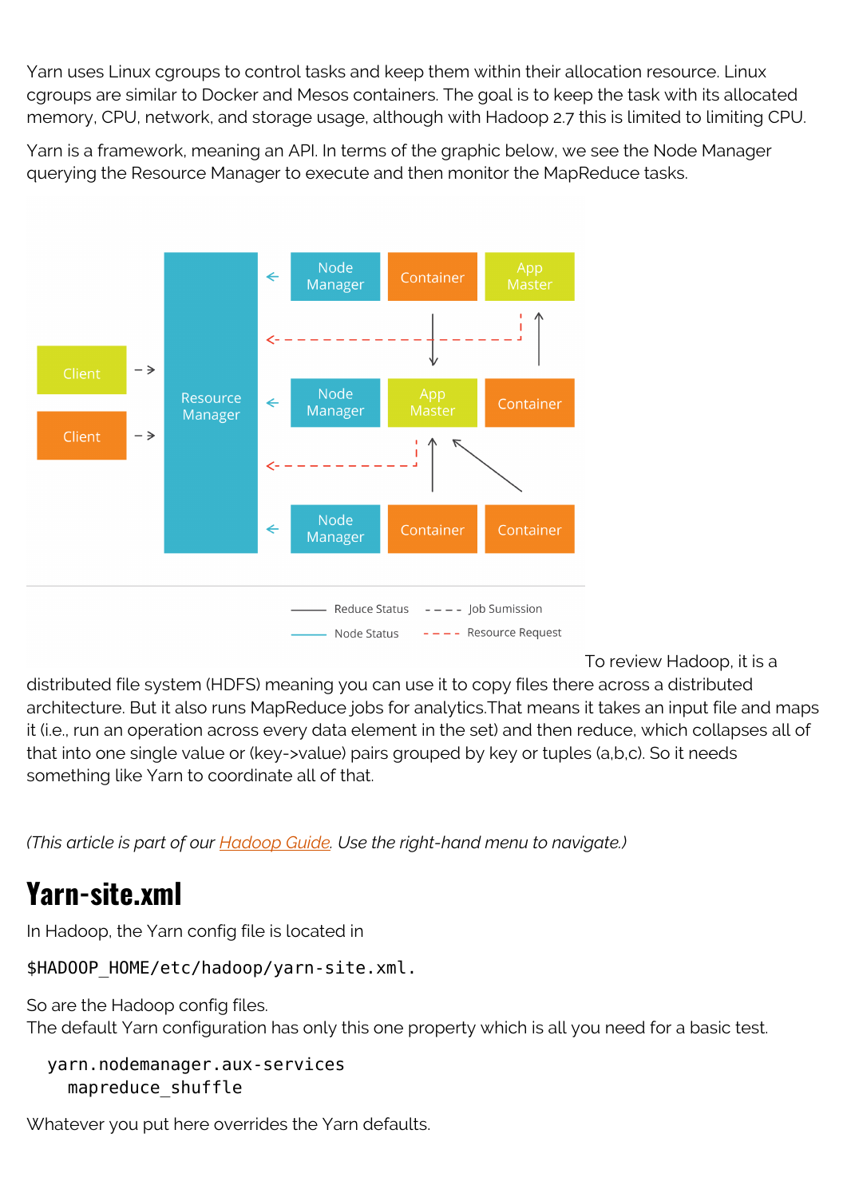Yarn uses Linux cgroups to control tasks and keep them within their allocation resource. Linux cgroups are similar to Docker and Mesos containers. The goal is to keep the task with its allocated memory, CPU, network, and storage usage, although with Hadoop 2.7 this is limited to limiting CPU.

Yarn is a framework, meaning an API. In terms of the graphic below, we see the Node Manager querying the Resource Manager to execute and then monitor the MapReduce tasks.

To review Hadoop, it is a distributed file system (HDFS) meaning you can use it to copy files there across a distributed architecture. But it also runs MapReduce jobs for analytics.That means it takes an input file and maps it (i.e., run an operation across every data element in the set) and then reduce, which collapses all of that into one single value or (key->value) pairs grouped by key or tuples (a,b,c). So it needs something like Yarn to coordinate all of that.

*(This article is part of our [Hadoop Guide](). Use the right-hand menu to navigate.)*

## Yarn-site.xml

In Hadoop, the Yarn config file is located in

```
$HADOOP_HOME/etc/hadoop/yarn-site.xml.
```

So are the Hadoop config files.
The default Yarn configuration has only this one property which is all you need for a basic test.

```
yarn.nodemanager.aux-services
  mapreduce_shuffle
```

Whatever you put here overrides the Yarn defaults.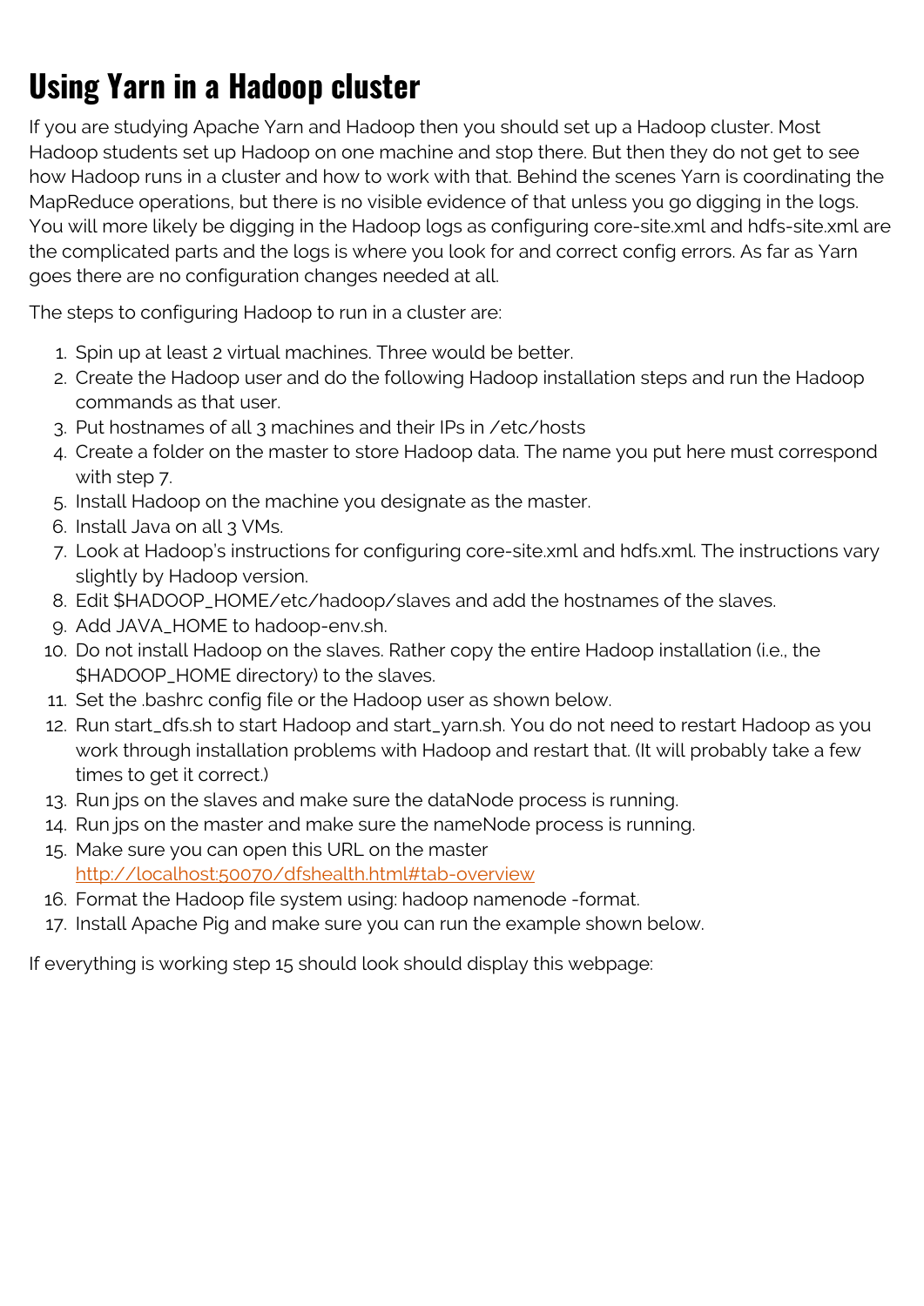# Using Yarn in a Hadoop cluster

If you are studying Apache Yarn and Hadoop then you should set up a Hadoop cluster. Most Hadoop students set up Hadoop on one machine and stop there. But then they do not get to see how Hadoop runs in a cluster and how to work with that. Behind the scenes Yarn is coordinating the MapReduce operations, but there is no visible evidence of that unless you go digging in the logs. You will more likely be digging in the Hadoop logs as configuring core-site.xml and hdfs-site.xml are the complicated parts and the logs is where you look for and correct config errors. As far as Yarn goes there are no configuration changes needed at all.

The steps to configuring Hadoop to run in a cluster are:

1. Spin up at least 2 virtual machines. Three would be better.
2. Create the Hadoop user and do the following Hadoop installation steps and run the Hadoop commands as that user.
3. Put hostnames of all 3 machines and their IPs in /etc/hosts
4. Create a folder on the master to store Hadoop data. The name you put here must correspond with step 7.
5. Install Hadoop on the machine you designate as the master.
6. Install Java on all 3 VMs.
7. Look at Hadoop's instructions for configuring core-site.xml and hdfs.xml. The instructions vary slightly by Hadoop version.
8. Edit $HADOOP_HOME/etc/hadoop/slaves and add the hostnames of the slaves.
9. Add JAVA_HOME to hadoop-env.sh.
10. Do not install Hadoop on the slaves. Rather copy the entire Hadoop installation (i.e., the $HADOOP_HOME directory) to the slaves.
11. Set the .bashrc config file or the Hadoop user as shown below.
12. Run start_dfs.sh to start Hadoop and start_yarn.sh. You do not need to restart Hadoop as you work through installation problems with Hadoop and restart that. (It will probably take a few times to get it correct.)
13. Run jps on the slaves and make sure the dataNode process is running.
14. Run jps on the master and make sure the nameNode process is running.
15. Make sure you can open this URL on the master [http://localhost:50070/dfshealth.html#tab-overview](http://localhost:50070/dfshealth.html#tab-overview)
16. Format the Hadoop file system using: hadoop namenode -format.
17. Install Apache Pig and make sure you can run the example shown below.

If everything is working step 15 should look should display this webpage: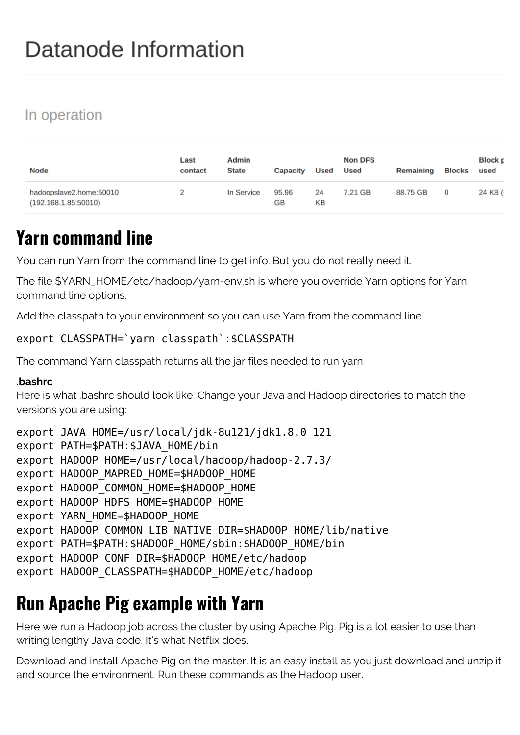# Datanode Information

## In operation

| Node | Last contact | Admin State | Capacity | Used | Non DFS Used | Remaining | Blocks | Block p used |
|---|---|---|---|---|---|---|---|---|
| hadoopslave2.home:50010 (192.168.1.85:50010) | 2 | In Service | 95.96 GB | 24 KB | 7.21 GB | 88.75 GB | 0 | 24 KB ( |

## Yarn command line

You can run Yarn from the command line to get info. But you do not really need it.

The file $YARN_HOME/etc/hadoop/yarn-env.sh is where you override Yarn options for Yarn command line options.

Add the classpath to your environment so you can use Yarn from the command line.

```
export CLASSPATH=`yarn classpath`:$CLASSPATH
```

The command Yarn classpath returns all the jar files needed to run yarn

**.bashrc**

Here is what .bashrc should look like. Change your Java and Hadoop directories to match the versions you are using:

```
export JAVA_HOME=/usr/local/jdk-8u121/jdk1.8.0_121
export PATH=$PATH:$JAVA_HOME/bin
export HADOOP_HOME=/usr/local/hadoop/hadoop-2.7.3/
export HADOOP_MAPRED_HOME=$HADOOP_HOME
export HADOOP_COMMON_HOME=$HADOOP_HOME
export HADOOP_HDFS_HOME=$HADOOP_HOME
export YARN_HOME=$HADOOP_HOME
export HADOOP_COMMON_LIB_NATIVE_DIR=$HADOOP_HOME/lib/native
export PATH=$PATH:$HADOOP_HOME/sbin:$HADOOP_HOME/bin
export HADOOP_CONF_DIR=$HADOOP_HOME/etc/hadoop
export HADOOP_CLASSPATH=$HADOOP_HOME/etc/hadoop
```

## Run Apache Pig example with Yarn

Here we run a Hadoop job across the cluster by using Apache Pig. Pig is a lot easier to use than writing lengthy Java code. It's what Netflix does.

Download and install Apache Pig on the master. It is an easy install as you just download and unzip it and source the environment. Run these commands as the Hadoop user.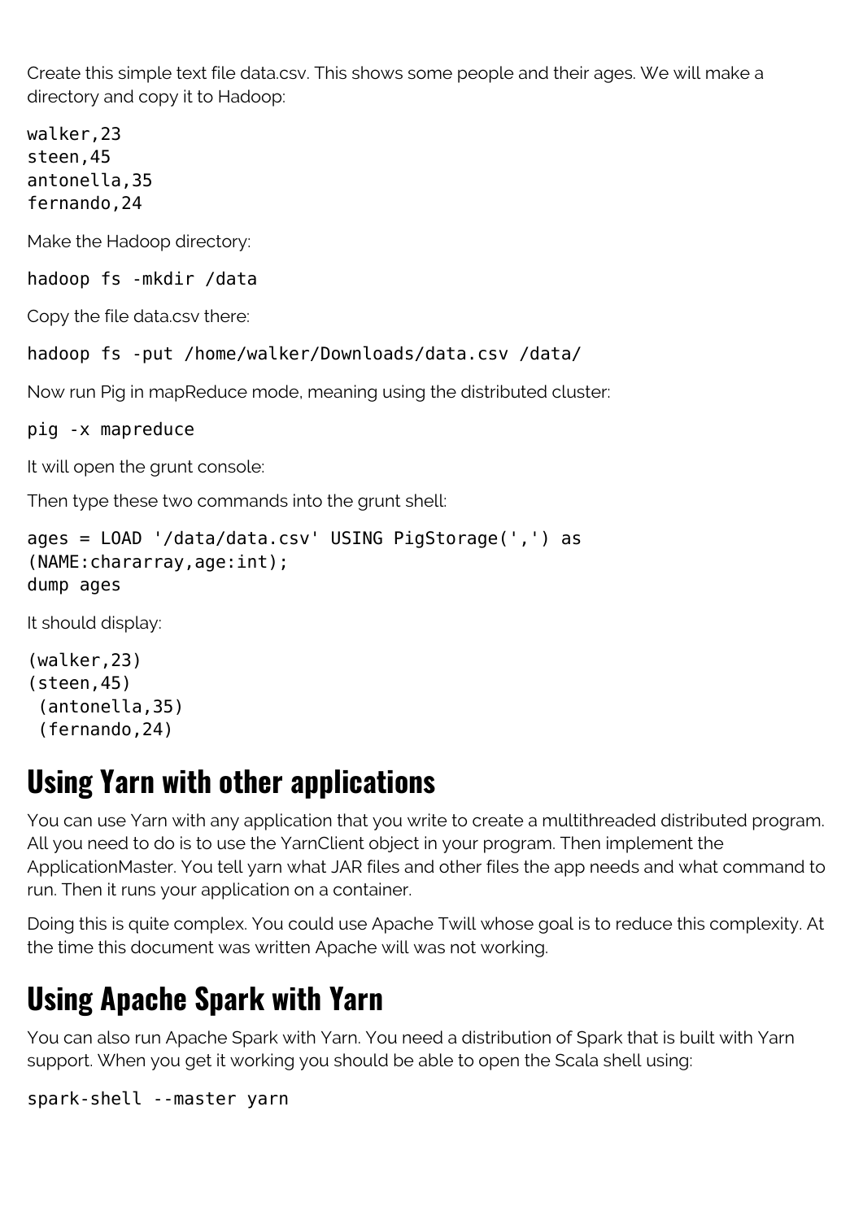Create this simple text file data.csv. This shows some people and their ages. We will make a directory and copy it to Hadoop:

```
walker,23
steen,45
antonella,35
fernando,24
```

Make the Hadoop directory:

```
hadoop fs -mkdir /data
```

Copy the file data.csv there:

```
hadoop fs -put /home/walker/Downloads/data.csv /data/
```

Now run Pig in mapReduce mode, meaning using the distributed cluster:

```
pig -x mapreduce
```

It will open the grunt console:

Then type these two commands into the grunt shell:

```
ages = LOAD '/data/data.csv' USING PigStorage(',') as
(NAME:chararray,age:int);
dump ages
```

It should display:

```
(walker,23)
(steen,45)
 (antonella,35)
 (fernando,24)
```

## Using Yarn with other applications

You can use Yarn with any application that you write to create a multithreaded distributed program. All you need to do is to use the YarnClient object in your program. Then implement the ApplicationMaster. You tell yarn what JAR files and other files the app needs and what command to run. Then it runs your application on a container.

Doing this is quite complex. You could use Apache Twill whose goal is to reduce this complexity. At the time this document was written Apache will was not working.

## Using Apache Spark with Yarn

You can also run Apache Spark with Yarn. You need a distribution of Spark that is built with Yarn support. When you get it working you should be able to open the Scala shell using:

```
spark-shell --master yarn
```